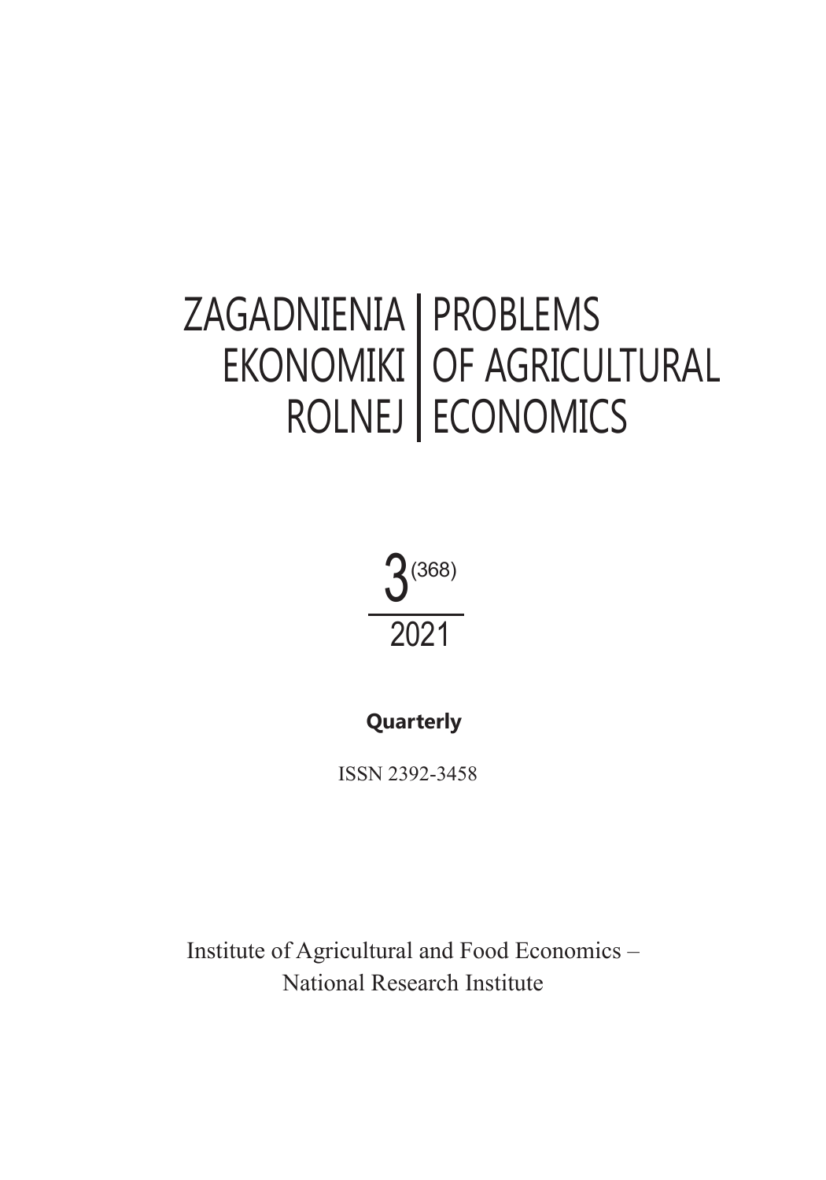# ZAGADNIENIA EKONOMIKI ROLNEJ | PROBLEMS OF AGRICULTURAL ECONOMICS

3(368)

2021

**Quarterly**

ISSN 2392-3458

Institute of Agricultural and Food Economics –
National Research Institute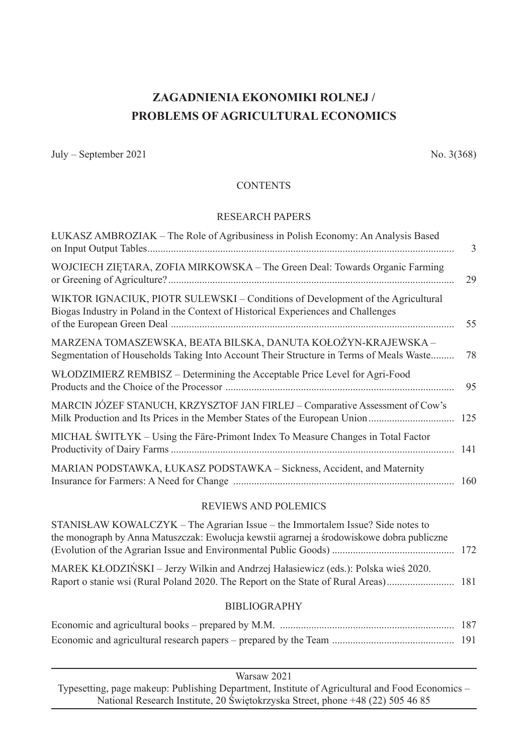# ZAGADNIENIA EKONOMIKI ROLNEJ / PROBLEMS OF AGRICULTURAL ECONOMICS

July – September 2021 No. 3(368)

## CONTENTS

### RESEARCH PAPERS

ŁUKASZ AMBROZIAK – The Role of Agribusiness in Polish Economy: An Analysis Based on Input Output Tables ..... 3

WOJCIECH ZIĘTARA, ZOFIA MIRKOWSKA – The Green Deal: Towards Organic Farming or Greening of Agriculture? ..... 29

WIKTOR IGNACIUK, PIOTR SULEWSKI – Conditions of Development of the Agricultural Biogas Industry in Poland in the Context of Historical Experiences and Challenges of the European Green Deal ..... 55

MARZENA TOMASZEWSKA, BEATA BILSKA, DANUTA KOŁOŻYN-KRAJEWSKA – Segmentation of Households Taking Into Account Their Structure in Terms of Meals Waste ..... 78

WŁODZIMIERZ REMBISZ – Determining the Acceptable Price Level for Agri-Food Products and the Choice of the Processor ..... 95

MARCIN JÓZEF STANUCH, KRZYSZTOF JAN FIRLEJ – Comparative Assessment of Cow's Milk Production and Its Prices in the Member States of the European Union ..... 125

MICHAŁ ŚWITŁYK – Using the Färe-Primont Index To Measure Changes in Total Factor Productivity of Dairy Farms ..... 141

MARIAN PODSTAWKA, ŁUKASZ PODSTAWKA – Sickness, Accident, and Maternity Insurance for Farmers: A Need for Change ..... 160

### REVIEWS AND POLEMICS

STANISŁAW KOWALCZYK – The Agrarian Issue – the Immortalem Issue? Side notes to the monograph by Anna Matuszczak: Ewolucja kewstii agrarnej a środowiskowe dobra publiczne (Evolution of the Agrarian Issue and Environmental Public Goods) ..... 172

MAREK KŁODZIŃSKI – Jerzy Wilkin and Andrzej Hałasiewicz (eds.): Polska wieś 2020. Raport o stanie wsi (Rural Poland 2020. The Report on the State of Rural Areas) ..... 181

### BIBLIOGRAPHY

Economic and agricultural books – prepared by M.M. ..... 187

Economic and agricultural research papers – prepared by the Team ..... 191

---

Warsaw 2021

Typesetting, page makeup: Publishing Department, Institute of Agricultural and Food Economics – National Research Institute, 20 Świętokrzyska Street, phone +48 (22) 505 46 85